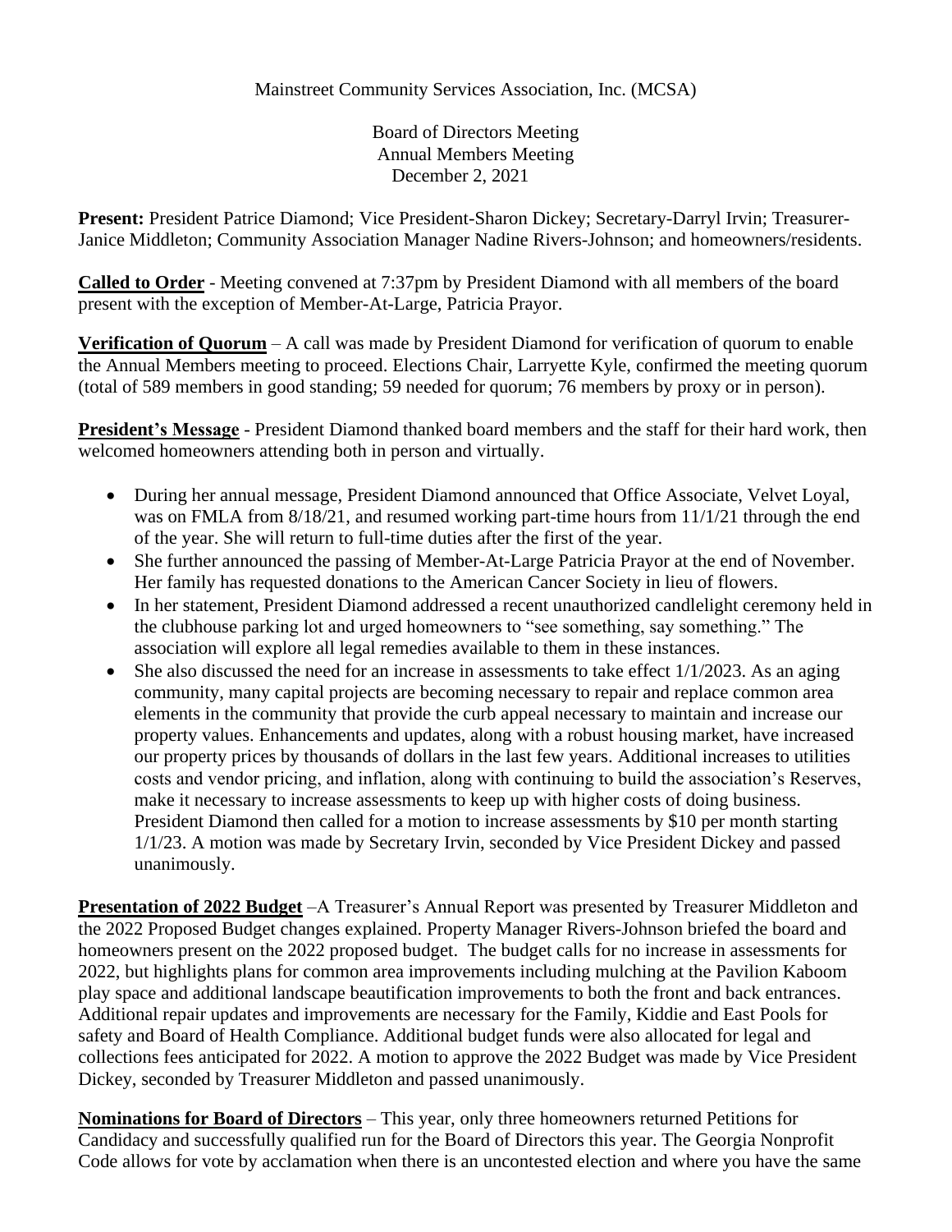Mainstreet Community Services Association, Inc. (MCSA)

Board of Directors Meeting
Annual Members Meeting
December 2, 2021

**Present:** President Patrice Diamond; Vice President-Sharon Dickey; Secretary-Darryl Irvin; Treasurer-Janice Middleton; Community Association Manager Nadine Rivers-Johnson; and homeowners/residents.

**Called to Order** - Meeting convened at 7:37pm by President Diamond with all members of the board present with the exception of Member-At-Large, Patricia Prayor.

**Verification of Quorum** – A call was made by President Diamond for verification of quorum to enable the Annual Members meeting to proceed. Elections Chair, Larryette Kyle, confirmed the meeting quorum (total of 589 members in good standing; 59 needed for quorum; 76 members by proxy or in person).

**President's Message** - President Diamond thanked board members and the staff for their hard work, then welcomed homeowners attending both in person and virtually.

- During her annual message, President Diamond announced that Office Associate, Velvet Loyal, was on FMLA from 8/18/21, and resumed working part-time hours from 11/1/21 through the end of the year. She will return to full-time duties after the first of the year.
- She further announced the passing of Member-At-Large Patricia Prayor at the end of November. Her family has requested donations to the American Cancer Society in lieu of flowers.
- In her statement, President Diamond addressed a recent unauthorized candlelight ceremony held in the clubhouse parking lot and urged homeowners to "see something, say something." The association will explore all legal remedies available to them in these instances.
- She also discussed the need for an increase in assessments to take effect 1/1/2023. As an aging community, many capital projects are becoming necessary to repair and replace common area elements in the community that provide the curb appeal necessary to maintain and increase our property values. Enhancements and updates, along with a robust housing market, have increased our property prices by thousands of dollars in the last few years. Additional increases to utilities costs and vendor pricing, and inflation, along with continuing to build the association's Reserves, make it necessary to increase assessments to keep up with higher costs of doing business. President Diamond then called for a motion to increase assessments by $10 per month starting 1/1/23. A motion was made by Secretary Irvin, seconded by Vice President Dickey and passed unanimously.

**Presentation of 2022 Budget** –A Treasurer's Annual Report was presented by Treasurer Middleton and the 2022 Proposed Budget changes explained. Property Manager Rivers-Johnson briefed the board and homeowners present on the 2022 proposed budget. The budget calls for no increase in assessments for 2022, but highlights plans for common area improvements including mulching at the Pavilion Kaboom play space and additional landscape beautification improvements to both the front and back entrances. Additional repair updates and improvements are necessary for the Family, Kiddie and East Pools for safety and Board of Health Compliance. Additional budget funds were also allocated for legal and collections fees anticipated for 2022. A motion to approve the 2022 Budget was made by Vice President Dickey, seconded by Treasurer Middleton and passed unanimously.

**Nominations for Board of Directors** – This year, only three homeowners returned Petitions for Candidacy and successfully qualified run for the Board of Directors this year. The Georgia Nonprofit Code allows for vote by acclamation when there is an uncontested election and where you have the same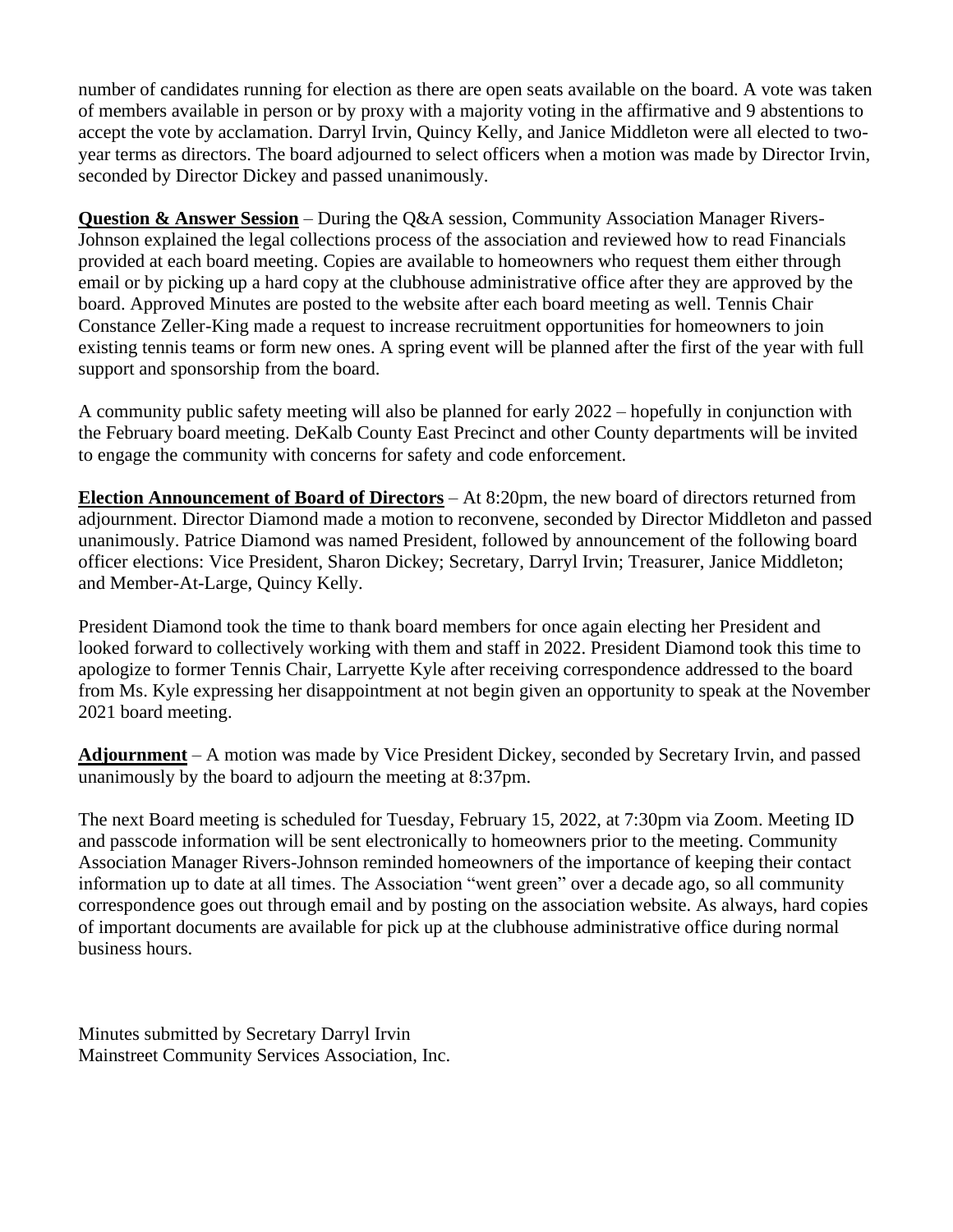number of candidates running for election as there are open seats available on the board. A vote was taken of members available in person or by proxy with a majority voting in the affirmative and 9 abstentions to accept the vote by acclamation. Darryl Irvin, Quincy Kelly, and Janice Middleton were all elected to two-year terms as directors. The board adjourned to select officers when a motion was made by Director Irvin, seconded by Director Dickey and passed unanimously.

**Question & Answer Session** – During the Q&A session, Community Association Manager Rivers-Johnson explained the legal collections process of the association and reviewed how to read Financials provided at each board meeting. Copies are available to homeowners who request them either through email or by picking up a hard copy at the clubhouse administrative office after they are approved by the board. Approved Minutes are posted to the website after each board meeting as well. Tennis Chair Constance Zeller-King made a request to increase recruitment opportunities for homeowners to join existing tennis teams or form new ones. A spring event will be planned after the first of the year with full support and sponsorship from the board.

A community public safety meeting will also be planned for early 2022 – hopefully in conjunction with the February board meeting. DeKalb County East Precinct and other County departments will be invited to engage the community with concerns for safety and code enforcement.

**Election Announcement of Board of Directors** – At 8:20pm, the new board of directors returned from adjournment. Director Diamond made a motion to reconvene, seconded by Director Middleton and passed unanimously. Patrice Diamond was named President, followed by announcement of the following board officer elections: Vice President, Sharon Dickey; Secretary, Darryl Irvin; Treasurer, Janice Middleton; and Member-At-Large, Quincy Kelly.

President Diamond took the time to thank board members for once again electing her President and looked forward to collectively working with them and staff in 2022. President Diamond took this time to apologize to former Tennis Chair, Larryette Kyle after receiving correspondence addressed to the board from Ms. Kyle expressing her disappointment at not begin given an opportunity to speak at the November 2021 board meeting.

**Adjournment** – A motion was made by Vice President Dickey, seconded by Secretary Irvin, and passed unanimously by the board to adjourn the meeting at 8:37pm.

The next Board meeting is scheduled for Tuesday, February 15, 2022, at 7:30pm via Zoom. Meeting ID and passcode information will be sent electronically to homeowners prior to the meeting. Community Association Manager Rivers-Johnson reminded homeowners of the importance of keeping their contact information up to date at all times. The Association "went green" over a decade ago, so all community correspondence goes out through email and by posting on the association website. As always, hard copies of important documents are available for pick up at the clubhouse administrative office during normal business hours.

Minutes submitted by Secretary Darryl Irvin
Mainstreet Community Services Association, Inc.